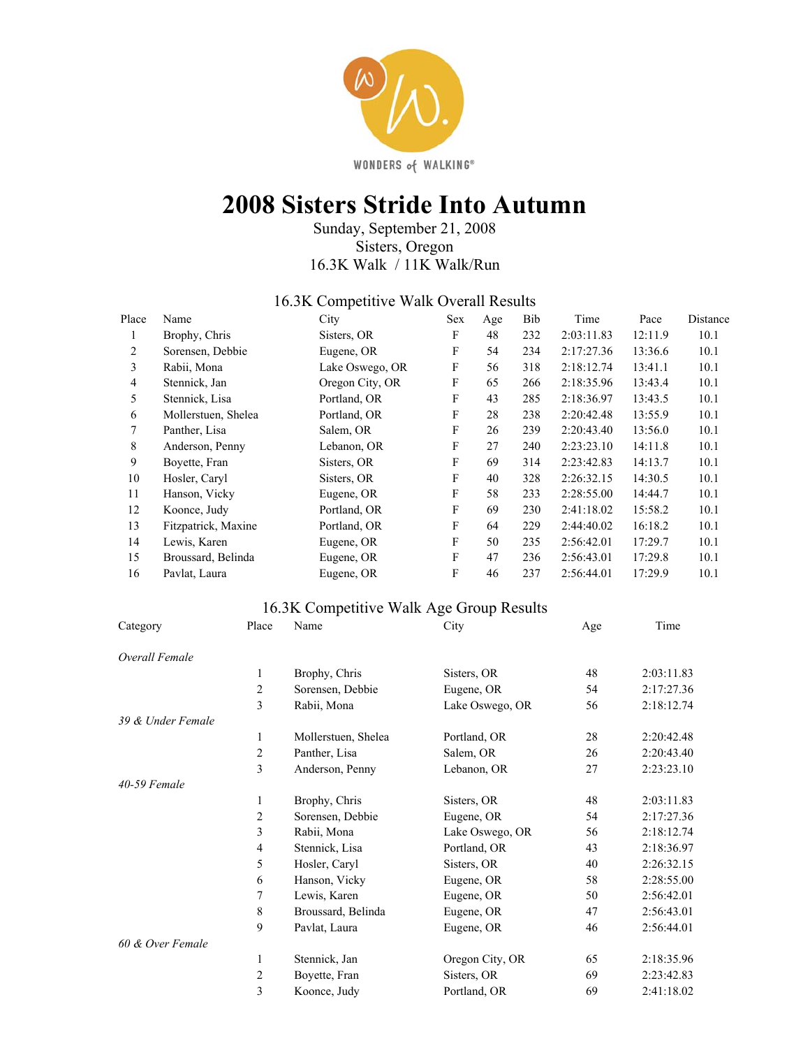WONDERS of WALKING®

# 2008 Sisters Stride Into Autumn

Sunday, September 21, 2008
Sisters, Oregon
16.3K Walk / 11K Walk/Run

## 16.3K Competitive Walk Overall Results

| Place | Name | City | Sex | Age | Bib | Time | Pace | Distance |
|---|---|---|---|---|---|---|---|---|
| 1 | Brophy, Chris | Sisters, OR | F | 48 | 232 | 2:03:11.83 | 12:11.9 | 10.1 |
| 2 | Sorensen, Debbie | Eugene, OR | F | 54 | 234 | 2:17:27.36 | 13:36.6 | 10.1 |
| 3 | Rabii, Mona | Lake Oswego, OR | F | 56 | 318 | 2:18:12.74 | 13:41.1 | 10.1 |
| 4 | Stennick, Jan | Oregon City, OR | F | 65 | 266 | 2:18:35.96 | 13:43.4 | 10.1 |
| 5 | Stennick, Lisa | Portland, OR | F | 43 | 285 | 2:18:36.97 | 13:43.5 | 10.1 |
| 6 | Mollerstuen, Shelea | Portland, OR | F | 28 | 238 | 2:20:42.48 | 13:55.9 | 10.1 |
| 7 | Panther, Lisa | Salem, OR | F | 26 | 239 | 2:20:43.40 | 13:56.0 | 10.1 |
| 8 | Anderson, Penny | Lebanon, OR | F | 27 | 240 | 2:23:23.10 | 14:11.8 | 10.1 |
| 9 | Boyette, Fran | Sisters, OR | F | 69 | 314 | 2:23:42.83 | 14:13.7 | 10.1 |
| 10 | Hosler, Caryl | Sisters, OR | F | 40 | 328 | 2:26:32.15 | 14:30.5 | 10.1 |
| 11 | Hanson, Vicky | Eugene, OR | F | 58 | 233 | 2:28:55.00 | 14:44.7 | 10.1 |
| 12 | Koonce, Judy | Portland, OR | F | 69 | 230 | 2:41:18.02 | 15:58.2 | 10.1 |
| 13 | Fitzpatrick, Maxine | Portland, OR | F | 64 | 229 | 2:44:40.02 | 16:18.2 | 10.1 |
| 14 | Lewis, Karen | Eugene, OR | F | 50 | 235 | 2:56:42.01 | 17:29.7 | 10.1 |
| 15 | Broussard, Belinda | Eugene, OR | F | 47 | 236 | 2:56:43.01 | 17:29.8 | 10.1 |
| 16 | Pavlat, Laura | Eugene, OR | F | 46 | 237 | 2:56:44.01 | 17:29.9 | 10.1 |

## 16.3K Competitive Walk Age Group Results

| Category | Place | Name | City | Age | Time |
|---|---|---|---|---|---|
| *Overall Female* | | | | | |
| | 1 | Brophy, Chris | Sisters, OR | 48 | 2:03:11.83 |
| | 2 | Sorensen, Debbie | Eugene, OR | 54 | 2:17:27.36 |
| | 3 | Rabii, Mona | Lake Oswego, OR | 56 | 2:18:12.74 |
| *39 & Under Female* | | | | | |
| | 1 | Mollerstuen, Shelea | Portland, OR | 28 | 2:20:42.48 |
| | 2 | Panther, Lisa | Salem, OR | 26 | 2:20:43.40 |
| | 3 | Anderson, Penny | Lebanon, OR | 27 | 2:23:23.10 |
| *40-59 Female* | | | | | |
| | 1 | Brophy, Chris | Sisters, OR | 48 | 2:03:11.83 |
| | 2 | Sorensen, Debbie | Eugene, OR | 54 | 2:17:27.36 |
| | 3 | Rabii, Mona | Lake Oswego, OR | 56 | 2:18:12.74 |
| | 4 | Stennick, Lisa | Portland, OR | 43 | 2:18:36.97 |
| | 5 | Hosler, Caryl | Sisters, OR | 40 | 2:26:32.15 |
| | 6 | Hanson, Vicky | Eugene, OR | 58 | 2:28:55.00 |
| | 7 | Lewis, Karen | Eugene, OR | 50 | 2:56:42.01 |
| | 8 | Broussard, Belinda | Eugene, OR | 47 | 2:56:43.01 |
| | 9 | Pavlat, Laura | Eugene, OR | 46 | 2:56:44.01 |
| *60 & Over Female* | | | | | |
| | 1 | Stennick, Jan | Oregon City, OR | 65 | 2:18:35.96 |
| | 2 | Boyette, Fran | Sisters, OR | 69 | 2:23:42.83 |
| | 3 | Koonce, Judy | Portland, OR | 69 | 2:41:18.02 |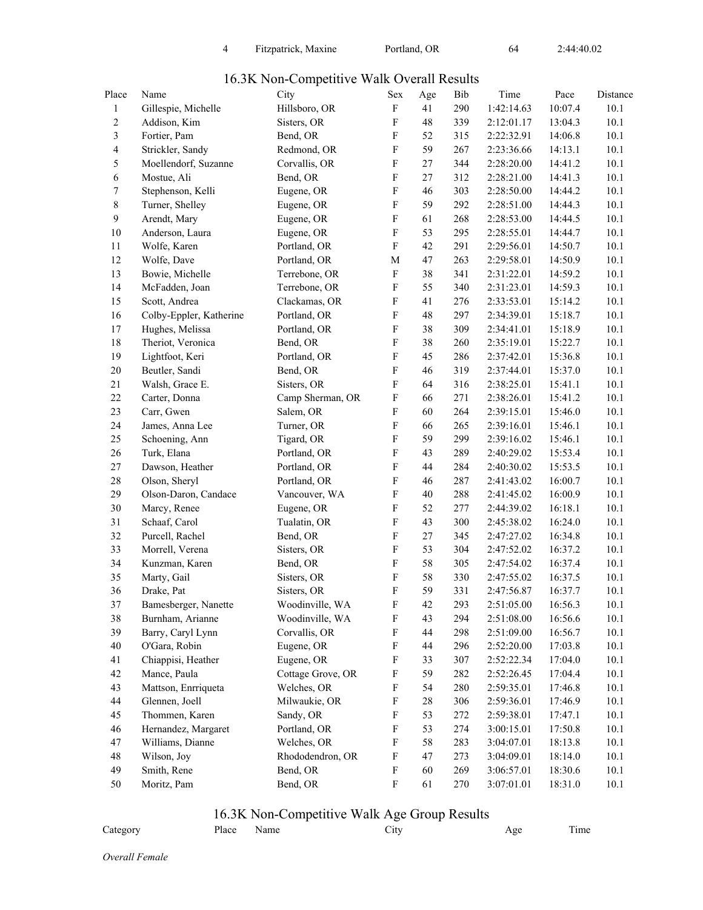| | | | | |
|---|---|---|---|---|
| 4 | Fitzpatrick, Maxine | Portland, OR | 64 | 2:44:40.02 |

## 16.3K Non-Competitive Walk Overall Results

| Place | Name | City | Sex | Age | Bib | Time | Pace | Distance |
|---|---|---|---|---|---|---|---|---|
| 1 | Gillespie, Michelle | Hillsboro, OR | F | 41 | 290 | 1:42:14.63 | 10:07.4 | 10.1 |
| 2 | Addison, Kim | Sisters, OR | F | 48 | 339 | 2:12:01.17 | 13:04.3 | 10.1 |
| 3 | Fortier, Pam | Bend, OR | F | 52 | 315 | 2:22:32.91 | 14:06.8 | 10.1 |
| 4 | Strickler, Sandy | Redmond, OR | F | 59 | 267 | 2:23:36.66 | 14:13.1 | 10.1 |
| 5 | Moellendorf, Suzanne | Corvallis, OR | F | 27 | 344 | 2:28:20.00 | 14:41.2 | 10.1 |
| 6 | Mostue, Ali | Bend, OR | F | 27 | 312 | 2:28:21.00 | 14:41.3 | 10.1 |
| 7 | Stephenson, Kelli | Eugene, OR | F | 46 | 303 | 2:28:50.00 | 14:44.2 | 10.1 |
| 8 | Turner, Shelley | Eugene, OR | F | 59 | 292 | 2:28:51.00 | 14:44.3 | 10.1 |
| 9 | Arendt, Mary | Eugene, OR | F | 61 | 268 | 2:28:53.00 | 14:44.5 | 10.1 |
| 10 | Anderson, Laura | Eugene, OR | F | 53 | 295 | 2:28:55.01 | 14:44.7 | 10.1 |
| 11 | Wolfe, Karen | Portland, OR | F | 42 | 291 | 2:29:56.01 | 14:50.7 | 10.1 |
| 12 | Wolfe, Dave | Portland, OR | M | 47 | 263 | 2:29:58.01 | 14:50.9 | 10.1 |
| 13 | Bowie, Michelle | Terrebone, OR | F | 38 | 341 | 2:31:22.01 | 14:59.2 | 10.1 |
| 14 | McFadden, Joan | Terrebone, OR | F | 55 | 340 | 2:31:23.01 | 14:59.3 | 10.1 |
| 15 | Scott, Andrea | Clackamas, OR | F | 41 | 276 | 2:33:53.01 | 15:14.2 | 10.1 |
| 16 | Colby-Eppler, Katherine | Portland, OR | F | 48 | 297 | 2:34:39.01 | 15:18.7 | 10.1 |
| 17 | Hughes, Melissa | Portland, OR | F | 38 | 309 | 2:34:41.01 | 15:18.9 | 10.1 |
| 18 | Theriot, Veronica | Bend, OR | F | 38 | 260 | 2:35:19.01 | 15:22.7 | 10.1 |
| 19 | Lightfoot, Keri | Portland, OR | F | 45 | 286 | 2:37:42.01 | 15:36.8 | 10.1 |
| 20 | Beutler, Sandi | Bend, OR | F | 46 | 319 | 2:37:44.01 | 15:37.0 | 10.1 |
| 21 | Walsh, Grace E. | Sisters, OR | F | 64 | 316 | 2:38:25.01 | 15:41.1 | 10.1 |
| 22 | Carter, Donna | Camp Sherman, OR | F | 66 | 271 | 2:38:26.01 | 15:41.2 | 10.1 |
| 23 | Carr, Gwen | Salem, OR | F | 60 | 264 | 2:39:15.01 | 15:46.0 | 10.1 |
| 24 | James, Anna Lee | Turner, OR | F | 66 | 265 | 2:39:16.01 | 15:46.1 | 10.1 |
| 25 | Schoening, Ann | Tigard, OR | F | 59 | 299 | 2:39:16.02 | 15:46.1 | 10.1 |
| 26 | Turk, Elana | Portland, OR | F | 43 | 289 | 2:40:29.02 | 15:53.4 | 10.1 |
| 27 | Dawson, Heather | Portland, OR | F | 44 | 284 | 2:40:30.02 | 15:53.5 | 10.1 |
| 28 | Olson, Sheryl | Portland, OR | F | 46 | 287 | 2:41:43.02 | 16:00.7 | 10.1 |
| 29 | Olson-Daron, Candace | Vancouver, WA | F | 40 | 288 | 2:41:45.02 | 16:00.9 | 10.1 |
| 30 | Marcy, Renee | Eugene, OR | F | 52 | 277 | 2:44:39.02 | 16:18.1 | 10.1 |
| 31 | Schaaf, Carol | Tualatin, OR | F | 43 | 300 | 2:45:38.02 | 16:24.0 | 10.1 |
| 32 | Purcell, Rachel | Bend, OR | F | 27 | 345 | 2:47:27.02 | 16:34.8 | 10.1 |
| 33 | Morrell, Verena | Sisters, OR | F | 53 | 304 | 2:47:52.02 | 16:37.2 | 10.1 |
| 34 | Kunzman, Karen | Bend, OR | F | 58 | 305 | 2:47:54.02 | 16:37.4 | 10.1 |
| 35 | Marty, Gail | Sisters, OR | F | 58 | 330 | 2:47:55.02 | 16:37.5 | 10.1 |
| 36 | Drake, Pat | Sisters, OR | F | 59 | 331 | 2:47:56.87 | 16:37.7 | 10.1 |
| 37 | Bamesberger, Nanette | Woodinville, WA | F | 42 | 293 | 2:51:05.00 | 16:56.3 | 10.1 |
| 38 | Burnham, Arianne | Woodinville, WA | F | 43 | 294 | 2:51:08.00 | 16:56.6 | 10.1 |
| 39 | Barry, Caryl Lynn | Corvallis, OR | F | 44 | 298 | 2:51:09.00 | 16:56.7 | 10.1 |
| 40 | O'Gara, Robin | Eugene, OR | F | 44 | 296 | 2:52:20.00 | 17:03.8 | 10.1 |
| 41 | Chiappisi, Heather | Eugene, OR | F | 33 | 307 | 2:52:22.34 | 17:04.0 | 10.1 |
| 42 | Mance, Paula | Cottage Grove, OR | F | 59 | 282 | 2:52:26.45 | 17:04.4 | 10.1 |
| 43 | Mattson, Enrriqueta | Welches, OR | F | 54 | 280 | 2:59:35.01 | 17:46.8 | 10.1 |
| 44 | Glennen, Joell | Milwaukie, OR | F | 28 | 306 | 2:59:36.01 | 17:46.9 | 10.1 |
| 45 | Thommen, Karen | Sandy, OR | F | 53 | 272 | 2:59:38.01 | 17:47.1 | 10.1 |
| 46 | Hernandez, Margaret | Portland, OR | F | 53 | 274 | 3:00:15.01 | 17:50.8 | 10.1 |
| 47 | Williams, Dianne | Welches, OR | F | 58 | 283 | 3:04:07.01 | 18:13.8 | 10.1 |
| 48 | Wilson, Joy | Rhododendron, OR | F | 47 | 273 | 3:04:09.01 | 18:14.0 | 10.1 |
| 49 | Smith, Rene | Bend, OR | F | 60 | 269 | 3:06:57.01 | 18:30.6 | 10.1 |
| 50 | Moritz, Pam | Bend, OR | F | 61 | 270 | 3:07:01.01 | 18:31.0 | 10.1 |

## 16.3K Non-Competitive Walk Age Group Results

| Category | Place | Name | City | Age | Time |
|---|---|---|---|---|---|

*Overall Female*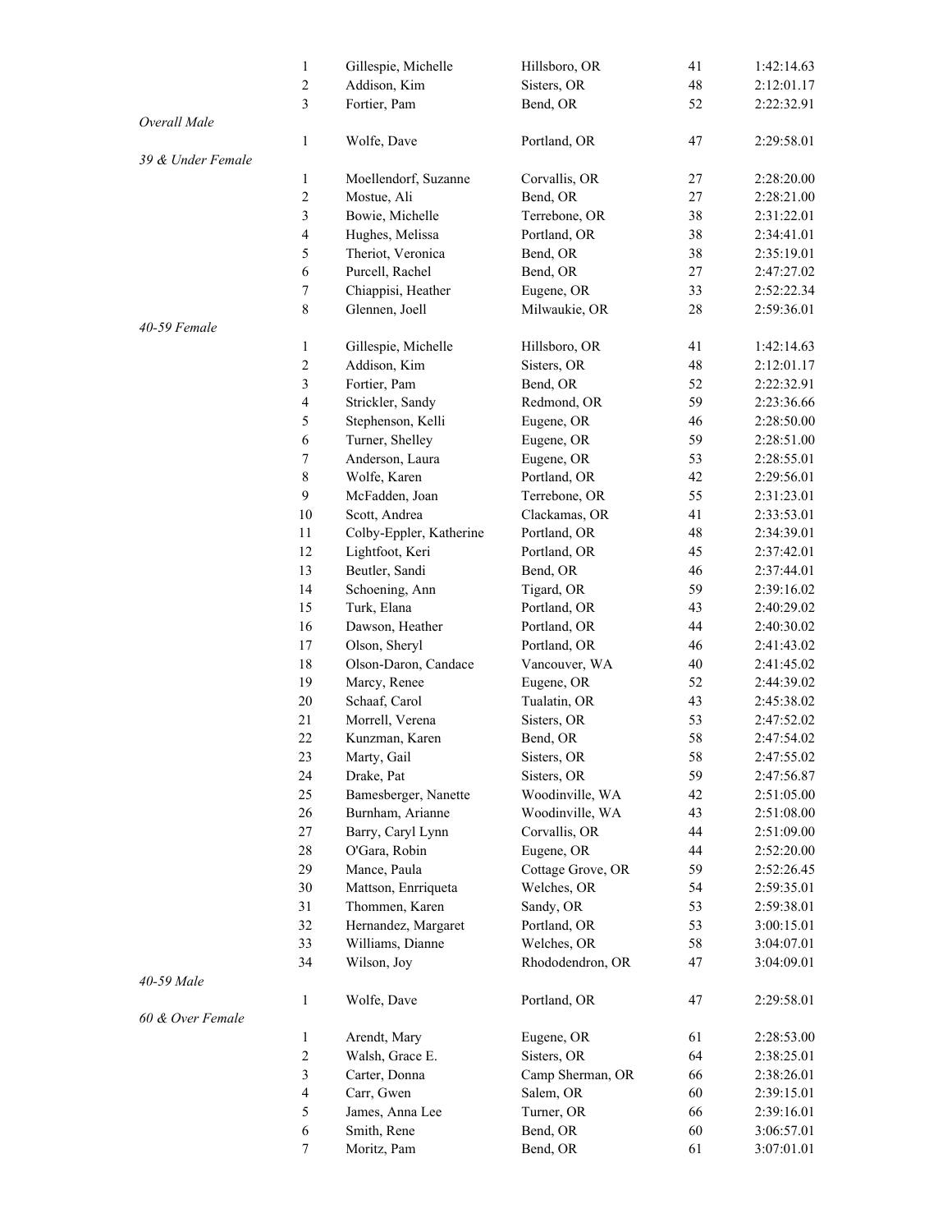| | Place | Name | City | Age | Time |
|---|---|---|---|---|---|
| | 1 | Gillespie, Michelle | Hillsboro, OR | 41 | 1:42:14.63 |
| | 2 | Addison, Kim | Sisters, OR | 48 | 2:12:01.17 |
| | 3 | Fortier, Pam | Bend, OR | 52 | 2:22:32.91 |
| *Overall Male* | | | | | |
| | 1 | Wolfe, Dave | Portland, OR | 47 | 2:29:58.01 |
| *39 & Under Female* | | | | | |
| | 1 | Moellendorf, Suzanne | Corvallis, OR | 27 | 2:28:20.00 |
| | 2 | Mostue, Ali | Bend, OR | 27 | 2:28:21.00 |
| | 3 | Bowie, Michelle | Terrebone, OR | 38 | 2:31:22.01 |
| | 4 | Hughes, Melissa | Portland, OR | 38 | 2:34:41.01 |
| | 5 | Theriot, Veronica | Bend, OR | 38 | 2:35:19.01 |
| | 6 | Purcell, Rachel | Bend, OR | 27 | 2:47:27.02 |
| | 7 | Chiappisi, Heather | Eugene, OR | 33 | 2:52:22.34 |
| | 8 | Glennen, Joell | Milwaukie, OR | 28 | 2:59:36.01 |
| *40-59 Female* | | | | | |
| | 1 | Gillespie, Michelle | Hillsboro, OR | 41 | 1:42:14.63 |
| | 2 | Addison, Kim | Sisters, OR | 48 | 2:12:01.17 |
| | 3 | Fortier, Pam | Bend, OR | 52 | 2:22:32.91 |
| | 4 | Strickler, Sandy | Redmond, OR | 59 | 2:23:36.66 |
| | 5 | Stephenson, Kelli | Eugene, OR | 46 | 2:28:50.00 |
| | 6 | Turner, Shelley | Eugene, OR | 59 | 2:28:51.00 |
| | 7 | Anderson, Laura | Eugene, OR | 53 | 2:28:55.01 |
| | 8 | Wolfe, Karen | Portland, OR | 42 | 2:29:56.01 |
| | 9 | McFadden, Joan | Terrebone, OR | 55 | 2:31:23.01 |
| | 10 | Scott, Andrea | Clackamas, OR | 41 | 2:33:53.01 |
| | 11 | Colby-Eppler, Katherine | Portland, OR | 48 | 2:34:39.01 |
| | 12 | Lightfoot, Keri | Portland, OR | 45 | 2:37:42.01 |
| | 13 | Beutler, Sandi | Bend, OR | 46 | 2:37:44.01 |
| | 14 | Schoening, Ann | Tigard, OR | 59 | 2:39:16.02 |
| | 15 | Turk, Elana | Portland, OR | 43 | 2:40:29.02 |
| | 16 | Dawson, Heather | Portland, OR | 44 | 2:40:30.02 |
| | 17 | Olson, Sheryl | Portland, OR | 46 | 2:41:43.02 |
| | 18 | Olson-Daron, Candace | Vancouver, WA | 40 | 2:41:45.02 |
| | 19 | Marcy, Renee | Eugene, OR | 52 | 2:44:39.02 |
| | 20 | Schaaf, Carol | Tualatin, OR | 43 | 2:45:38.02 |
| | 21 | Morrell, Verena | Sisters, OR | 53 | 2:47:52.02 |
| | 22 | Kunzman, Karen | Bend, OR | 58 | 2:47:54.02 |
| | 23 | Marty, Gail | Sisters, OR | 58 | 2:47:55.02 |
| | 24 | Drake, Pat | Sisters, OR | 59 | 2:47:56.87 |
| | 25 | Bamesberger, Nanette | Woodinville, WA | 42 | 2:51:05.00 |
| | 26 | Burnham, Arianne | Woodinville, WA | 43 | 2:51:08.00 |
| | 27 | Barry, Caryl Lynn | Corvallis, OR | 44 | 2:51:09.00 |
| | 28 | O'Gara, Robin | Eugene, OR | 44 | 2:52:20.00 |
| | 29 | Mance, Paula | Cottage Grove, OR | 59 | 2:52:26.45 |
| | 30 | Mattson, Enrriqueta | Welches, OR | 54 | 2:59:35.01 |
| | 31 | Thommen, Karen | Sandy, OR | 53 | 2:59:38.01 |
| | 32 | Hernandez, Margaret | Portland, OR | 53 | 3:00:15.01 |
| | 33 | Williams, Dianne | Welches, OR | 58 | 3:04:07.01 |
| | 34 | Wilson, Joy | Rhododendron, OR | 47 | 3:04:09.01 |
| *40-59 Male* | | | | | |
| | 1 | Wolfe, Dave | Portland, OR | 47 | 2:29:58.01 |
| *60 & Over Female* | | | | | |
| | 1 | Arendt, Mary | Eugene, OR | 61 | 2:28:53.00 |
| | 2 | Walsh, Grace E. | Sisters, OR | 64 | 2:38:25.01 |
| | 3 | Carter, Donna | Camp Sherman, OR | 66 | 2:38:26.01 |
| | 4 | Carr, Gwen | Salem, OR | 60 | 2:39:15.01 |
| | 5 | James, Anna Lee | Turner, OR | 66 | 2:39:16.01 |
| | 6 | Smith, Rene | Bend, OR | 60 | 3:06:57.01 |
| | 7 | Moritz, Pam | Bend, OR | 61 | 3:07:01.01 |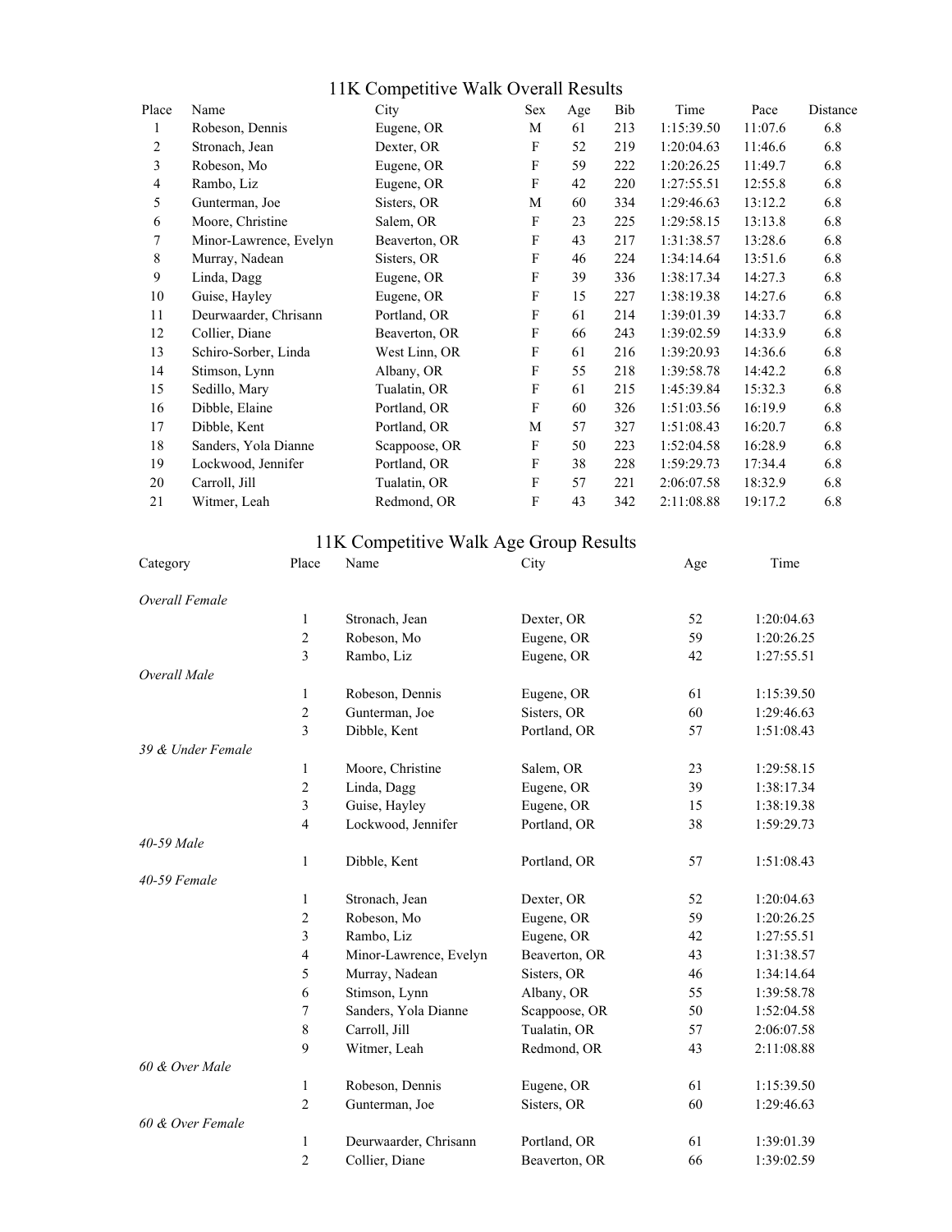## 11K Competitive Walk Overall Results

| Place | Name | City | Sex | Age | Bib | Time | Pace | Distance |
|---|---|---|---|---|---|---|---|---|
| 1 | Robeson, Dennis | Eugene, OR | M | 61 | 213 | 1:15:39.50 | 11:07.6 | 6.8 |
| 2 | Stronach, Jean | Dexter, OR | F | 52 | 219 | 1:20:04.63 | 11:46.6 | 6.8 |
| 3 | Robeson, Mo | Eugene, OR | F | 59 | 222 | 1:20:26.25 | 11:49.7 | 6.8 |
| 4 | Rambo, Liz | Eugene, OR | F | 42 | 220 | 1:27:55.51 | 12:55.8 | 6.8 |
| 5 | Gunterman, Joe | Sisters, OR | M | 60 | 334 | 1:29:46.63 | 13:12.2 | 6.8 |
| 6 | Moore, Christine | Salem, OR | F | 23 | 225 | 1:29:58.15 | 13:13.8 | 6.8 |
| 7 | Minor-Lawrence, Evelyn | Beaverton, OR | F | 43 | 217 | 1:31:38.57 | 13:28.6 | 6.8 |
| 8 | Murray, Nadean | Sisters, OR | F | 46 | 224 | 1:34:14.64 | 13:51.6 | 6.8 |
| 9 | Linda, Dagg | Eugene, OR | F | 39 | 336 | 1:38:17.34 | 14:27.3 | 6.8 |
| 10 | Guise, Hayley | Eugene, OR | F | 15 | 227 | 1:38:19.38 | 14:27.6 | 6.8 |
| 11 | Deurwaarder, Chrisann | Portland, OR | F | 61 | 214 | 1:39:01.39 | 14:33.7 | 6.8 |
| 12 | Collier, Diane | Beaverton, OR | F | 66 | 243 | 1:39:02.59 | 14:33.9 | 6.8 |
| 13 | Schiro-Sorber, Linda | West Linn, OR | F | 61 | 216 | 1:39:20.93 | 14:36.6 | 6.8 |
| 14 | Stimson, Lynn | Albany, OR | F | 55 | 218 | 1:39:58.78 | 14:42.2 | 6.8 |
| 15 | Sedillo, Mary | Tualatin, OR | F | 61 | 215 | 1:45:39.84 | 15:32.3 | 6.8 |
| 16 | Dibble, Elaine | Portland, OR | F | 60 | 326 | 1:51:03.56 | 16:19.9 | 6.8 |
| 17 | Dibble, Kent | Portland, OR | M | 57 | 327 | 1:51:08.43 | 16:20.7 | 6.8 |
| 18 | Sanders, Yola Dianne | Scappoose, OR | F | 50 | 223 | 1:52:04.58 | 16:28.9 | 6.8 |
| 19 | Lockwood, Jennifer | Portland, OR | F | 38 | 228 | 1:59:29.73 | 17:34.4 | 6.8 |
| 20 | Carroll, Jill | Tualatin, OR | F | 57 | 221 | 2:06:07.58 | 18:32.9 | 6.8 |
| 21 | Witmer, Leah | Redmond, OR | F | 43 | 342 | 2:11:08.88 | 19:17.2 | 6.8 |

## 11K Competitive Walk Age Group Results

| Category | Place | Name | City | Age | Time |
|---|---|---|---|---|---|
| *Overall Female* | | | | | |
| | 1 | Stronach, Jean | Dexter, OR | 52 | 1:20:04.63 |
| | 2 | Robeson, Mo | Eugene, OR | 59 | 1:20:26.25 |
| | 3 | Rambo, Liz | Eugene, OR | 42 | 1:27:55.51 |
| *Overall Male* | | | | | |
| | 1 | Robeson, Dennis | Eugene, OR | 61 | 1:15:39.50 |
| | 2 | Gunterman, Joe | Sisters, OR | 60 | 1:29:46.63 |
| | 3 | Dibble, Kent | Portland, OR | 57 | 1:51:08.43 |
| *39 & Under Female* | | | | | |
| | 1 | Moore, Christine | Salem, OR | 23 | 1:29:58.15 |
| | 2 | Linda, Dagg | Eugene, OR | 39 | 1:38:17.34 |
| | 3 | Guise, Hayley | Eugene, OR | 15 | 1:38:19.38 |
| | 4 | Lockwood, Jennifer | Portland, OR | 38 | 1:59:29.73 |
| *40-59 Male* | | | | | |
| | 1 | Dibble, Kent | Portland, OR | 57 | 1:51:08.43 |
| *40-59 Female* | | | | | |
| | 1 | Stronach, Jean | Dexter, OR | 52 | 1:20:04.63 |
| | 2 | Robeson, Mo | Eugene, OR | 59 | 1:20:26.25 |
| | 3 | Rambo, Liz | Eugene, OR | 42 | 1:27:55.51 |
| | 4 | Minor-Lawrence, Evelyn | Beaverton, OR | 43 | 1:31:38.57 |
| | 5 | Murray, Nadean | Sisters, OR | 46 | 1:34:14.64 |
| | 6 | Stimson, Lynn | Albany, OR | 55 | 1:39:58.78 |
| | 7 | Sanders, Yola Dianne | Scappoose, OR | 50 | 1:52:04.58 |
| | 8 | Carroll, Jill | Tualatin, OR | 57 | 2:06:07.58 |
| | 9 | Witmer, Leah | Redmond, OR | 43 | 2:11:08.88 |
| *60 & Over Male* | | | | | |
| | 1 | Robeson, Dennis | Eugene, OR | 61 | 1:15:39.50 |
| | 2 | Gunterman, Joe | Sisters, OR | 60 | 1:29:46.63 |
| *60 & Over Female* | | | | | |
| | 1 | Deurwaarder, Chrisann | Portland, OR | 61 | 1:39:01.39 |
| | 2 | Collier, Diane | Beaverton, OR | 66 | 1:39:02.59 |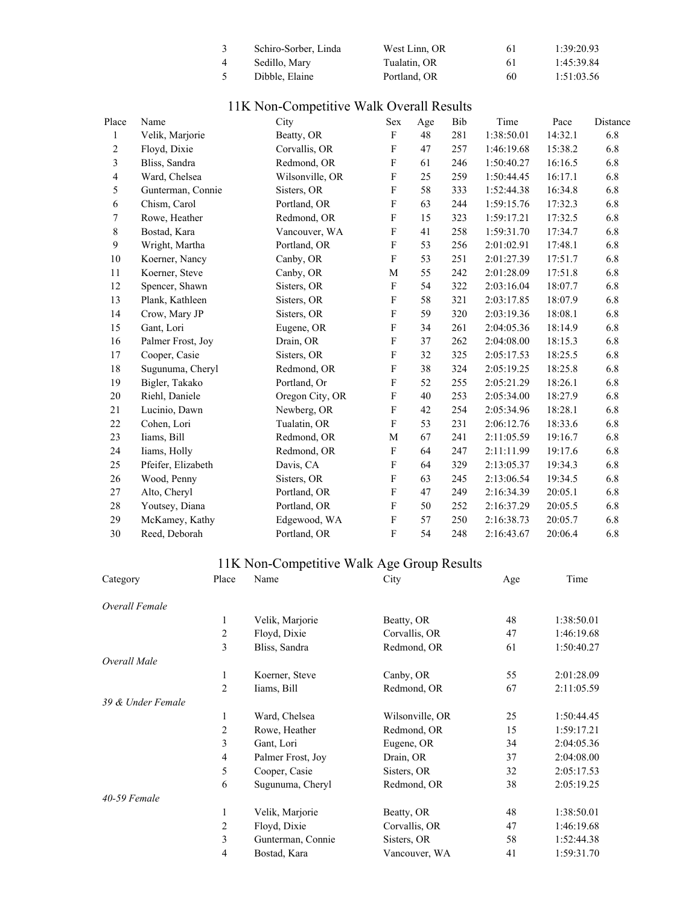| | Place | Name | City | Age | Time |
|---|---|---|---|---|---|
| | 3 | Schiro-Sorber, Linda | West Linn, OR | 61 | 1:39:20.93 |
| | 4 | Sedillo, Mary | Tualatin, OR | 61 | 1:45:39.84 |
| | 5 | Dibble, Elaine | Portland, OR | 60 | 1:51:03.56 |

## 11K Non-Competitive Walk Overall Results

| Place | Name | City | Sex | Age | Bib | Time | Pace | Distance |
|---|---|---|---|---|---|---|---|---|
| 1 | Velik, Marjorie | Beatty, OR | F | 48 | 281 | 1:38:50.01 | 14:32.1 | 6.8 |
| 2 | Floyd, Dixie | Corvallis, OR | F | 47 | 257 | 1:46:19.68 | 15:38.2 | 6.8 |
| 3 | Bliss, Sandra | Redmond, OR | F | 61 | 246 | 1:50:40.27 | 16:16.5 | 6.8 |
| 4 | Ward, Chelsea | Wilsonville, OR | F | 25 | 259 | 1:50:44.45 | 16:17.1 | 6.8 |
| 5 | Gunterman, Connie | Sisters, OR | F | 58 | 333 | 1:52:44.38 | 16:34.8 | 6.8 |
| 6 | Chism, Carol | Portland, OR | F | 63 | 244 | 1:59:15.76 | 17:32.3 | 6.8 |
| 7 | Rowe, Heather | Redmond, OR | F | 15 | 323 | 1:59:17.21 | 17:32.5 | 6.8 |
| 8 | Bostad, Kara | Vancouver, WA | F | 41 | 258 | 1:59:31.70 | 17:34.7 | 6.8 |
| 9 | Wright, Martha | Portland, OR | F | 53 | 256 | 2:01:02.91 | 17:48.1 | 6.8 |
| 10 | Koerner, Nancy | Canby, OR | F | 53 | 251 | 2:01:27.39 | 17:51.7 | 6.8 |
| 11 | Koerner, Steve | Canby, OR | M | 55 | 242 | 2:01:28.09 | 17:51.8 | 6.8 |
| 12 | Spencer, Shawn | Sisters, OR | F | 54 | 322 | 2:03:16.04 | 18:07.7 | 6.8 |
| 13 | Plank, Kathleen | Sisters, OR | F | 58 | 321 | 2:03:17.85 | 18:07.9 | 6.8 |
| 14 | Crow, Mary JP | Sisters, OR | F | 59 | 320 | 2:03:19.36 | 18:08.1 | 6.8 |
| 15 | Gant, Lori | Eugene, OR | F | 34 | 261 | 2:04:05.36 | 18:14.9 | 6.8 |
| 16 | Palmer Frost, Joy | Drain, OR | F | 37 | 262 | 2:04:08.00 | 18:15.3 | 6.8 |
| 17 | Cooper, Casie | Sisters, OR | F | 32 | 325 | 2:05:17.53 | 18:25.5 | 6.8 |
| 18 | Sugunuma, Cheryl | Redmond, OR | F | 38 | 324 | 2:05:19.25 | 18:25.8 | 6.8 |
| 19 | Bigler, Takako | Portland, Or | F | 52 | 255 | 2:05:21.29 | 18:26.1 | 6.8 |
| 20 | Riehl, Daniele | Oregon City, OR | F | 40 | 253 | 2:05:34.00 | 18:27.9 | 6.8 |
| 21 | Lucinio, Dawn | Newberg, OR | F | 42 | 254 | 2:05:34.96 | 18:28.1 | 6.8 |
| 22 | Cohen, Lori | Tualatin, OR | F | 53 | 231 | 2:06:12.76 | 18:33.6 | 6.8 |
| 23 | Iiams, Bill | Redmond, OR | M | 67 | 241 | 2:11:05.59 | 19:16.7 | 6.8 |
| 24 | Iiams, Holly | Redmond, OR | F | 64 | 247 | 2:11:11.99 | 19:17.6 | 6.8 |
| 25 | Pfeifer, Elizabeth | Davis, CA | F | 64 | 329 | 2:13:05.37 | 19:34.3 | 6.8 |
| 26 | Wood, Penny | Sisters, OR | F | 63 | 245 | 2:13:06.54 | 19:34.5 | 6.8 |
| 27 | Alto, Cheryl | Portland, OR | F | 47 | 249 | 2:16:34.39 | 20:05.1 | 6.8 |
| 28 | Youtsey, Diana | Portland, OR | F | 50 | 252 | 2:16:37.29 | 20:05.5 | 6.8 |
| 29 | McKamey, Kathy | Edgewood, WA | F | 57 | 250 | 2:16:38.73 | 20:05.7 | 6.8 |
| 30 | Reed, Deborah | Portland, OR | F | 54 | 248 | 2:16:43.67 | 20:06.4 | 6.8 |

## 11K Non-Competitive Walk Age Group Results

| Category | Place | Name | City | Age | Time |
|---|---|---|---|---|---|
| *Overall Female* | | | | | |
| | 1 | Velik, Marjorie | Beatty, OR | 48 | 1:38:50.01 |
| | 2 | Floyd, Dixie | Corvallis, OR | 47 | 1:46:19.68 |
| | 3 | Bliss, Sandra | Redmond, OR | 61 | 1:50:40.27 |
| *Overall Male* | | | | | |
| | 1 | Koerner, Steve | Canby, OR | 55 | 2:01:28.09 |
| | 2 | Iiams, Bill | Redmond, OR | 67 | 2:11:05.59 |
| *39 & Under Female* | | | | | |
| | 1 | Ward, Chelsea | Wilsonville, OR | 25 | 1:50:44.45 |
| | 2 | Rowe, Heather | Redmond, OR | 15 | 1:59:17.21 |
| | 3 | Gant, Lori | Eugene, OR | 34 | 2:04:05.36 |
| | 4 | Palmer Frost, Joy | Drain, OR | 37 | 2:04:08.00 |
| | 5 | Cooper, Casie | Sisters, OR | 32 | 2:05:17.53 |
| | 6 | Sugunuma, Cheryl | Redmond, OR | 38 | 2:05:19.25 |
| *40-59 Female* | | | | | |
| | 1 | Velik, Marjorie | Beatty, OR | 48 | 1:38:50.01 |
| | 2 | Floyd, Dixie | Corvallis, OR | 47 | 1:46:19.68 |
| | 3 | Gunterman, Connie | Sisters, OR | 58 | 1:52:44.38 |
| | 4 | Bostad, Kara | Vancouver, WA | 41 | 1:59:31.70 |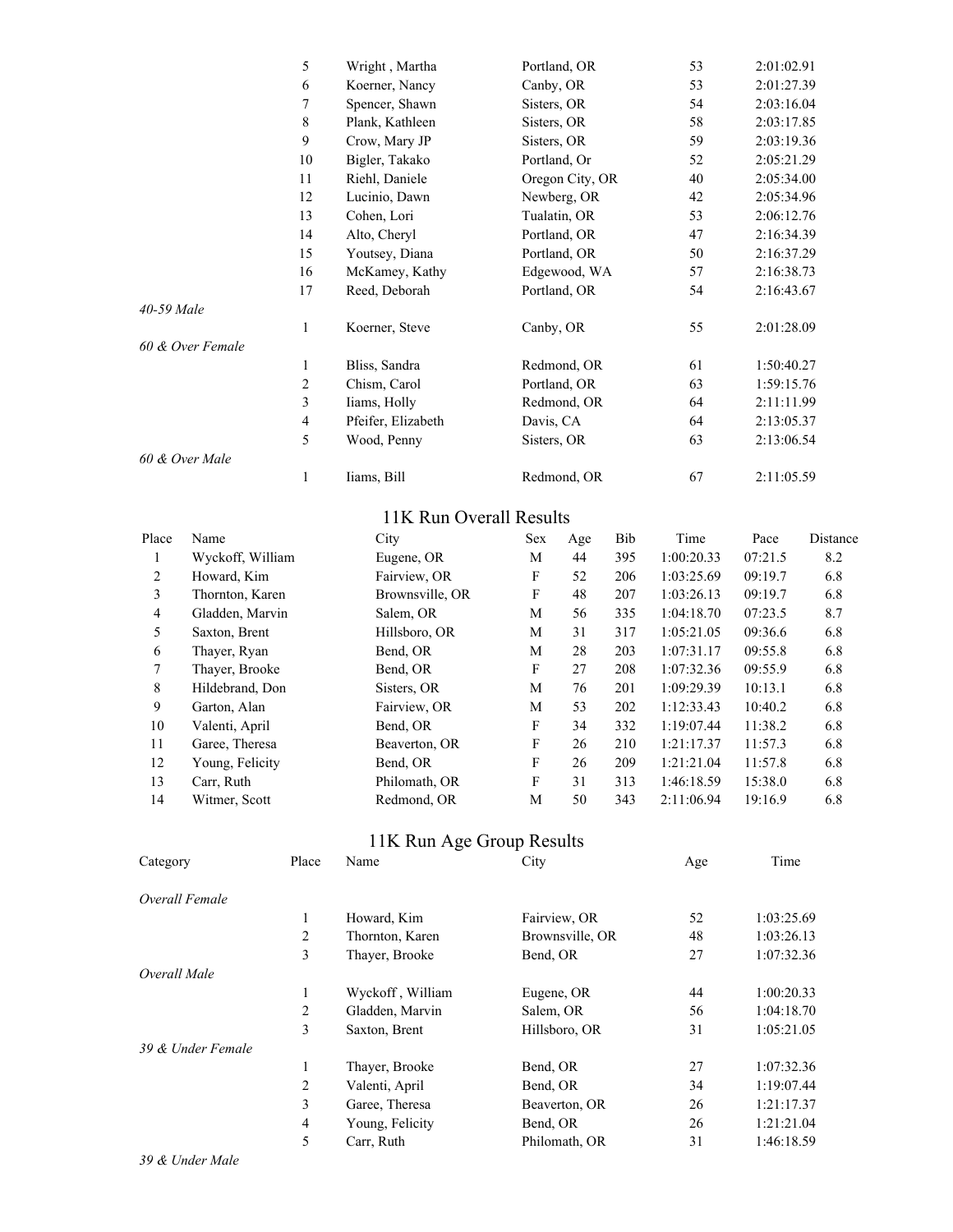| Category | Place | Name | City | Age | Time |
|---|---|---|---|---|---|
| | 5 | Wright , Martha | Portland, OR | 53 | 2:01:02.91 |
| | 6 | Koerner, Nancy | Canby, OR | 53 | 2:01:27.39 |
| | 7 | Spencer, Shawn | Sisters, OR | 54 | 2:03:16.04 |
| | 8 | Plank, Kathleen | Sisters, OR | 58 | 2:03:17.85 |
| | 9 | Crow, Mary JP | Sisters, OR | 59 | 2:03:19.36 |
| | 10 | Bigler, Takako | Portland, Or | 52 | 2:05:21.29 |
| | 11 | Riehl, Daniele | Oregon City, OR | 40 | 2:05:34.00 |
| | 12 | Lucinio, Dawn | Newberg, OR | 42 | 2:05:34.96 |
| | 13 | Cohen, Lori | Tualatin, OR | 53 | 2:06:12.76 |
| | 14 | Alto, Cheryl | Portland, OR | 47 | 2:16:34.39 |
| | 15 | Youtsey, Diana | Portland, OR | 50 | 2:16:37.29 |
| | 16 | McKamey, Kathy | Edgewood, WA | 57 | 2:16:38.73 |
| | 17 | Reed, Deborah | Portland, OR | 54 | 2:16:43.67 |
| *40-59 Male* | | | | | |
| | 1 | Koerner, Steve | Canby, OR | 55 | 2:01:28.09 |
| *60 & Over Female* | | | | | |
| | 1 | Bliss, Sandra | Redmond, OR | 61 | 1:50:40.27 |
| | 2 | Chism, Carol | Portland, OR | 63 | 1:59:15.76 |
| | 3 | Iiams, Holly | Redmond, OR | 64 | 2:11:11.99 |
| | 4 | Pfeifer, Elizabeth | Davis, CA | 64 | 2:13:05.37 |
| | 5 | Wood, Penny | Sisters, OR | 63 | 2:13:06.54 |
| *60 & Over Male* | | | | | |
| | 1 | Iiams, Bill | Redmond, OR | 67 | 2:11:05.59 |

## 11K Run Overall Results

| Place | Name | City | Sex | Age | Bib | Time | Pace | Distance |
|---|---|---|---|---|---|---|---|---|
| 1 | Wyckoff, William | Eugene, OR | M | 44 | 395 | 1:00:20.33 | 07:21.5 | 8.2 |
| 2 | Howard, Kim | Fairview, OR | F | 52 | 206 | 1:03:25.69 | 09:19.7 | 6.8 |
| 3 | Thornton, Karen | Brownsville, OR | F | 48 | 207 | 1:03:26.13 | 09:19.7 | 6.8 |
| 4 | Gladden, Marvin | Salem, OR | M | 56 | 335 | 1:04:18.70 | 07:23.5 | 8.7 |
| 5 | Saxton, Brent | Hillsboro, OR | M | 31 | 317 | 1:05:21.05 | 09:36.6 | 6.8 |
| 6 | Thayer, Ryan | Bend, OR | M | 28 | 203 | 1:07:31.17 | 09:55.8 | 6.8 |
| 7 | Thayer, Brooke | Bend, OR | F | 27 | 208 | 1:07:32.36 | 09:55.9 | 6.8 |
| 8 | Hildebrand, Don | Sisters, OR | M | 76 | 201 | 1:09:29.39 | 10:13.1 | 6.8 |
| 9 | Garton, Alan | Fairview, OR | M | 53 | 202 | 1:12:33.43 | 10:40.2 | 6.8 |
| 10 | Valenti, April | Bend, OR | F | 34 | 332 | 1:19:07.44 | 11:38.2 | 6.8 |
| 11 | Garee, Theresa | Beaverton, OR | F | 26 | 210 | 1:21:17.37 | 11:57.3 | 6.8 |
| 12 | Young, Felicity | Bend, OR | F | 26 | 209 | 1:21:21.04 | 11:57.8 | 6.8 |
| 13 | Carr, Ruth | Philomath, OR | F | 31 | 313 | 1:46:18.59 | 15:38.0 | 6.8 |
| 14 | Witmer, Scott | Redmond, OR | M | 50 | 343 | 2:11:06.94 | 19:16.9 | 6.8 |

## 11K Run Age Group Results

| Category | Place | Name | City | Age | Time |
|---|---|---|---|---|---|
| *Overall Female* | | | | | |
| | 1 | Howard, Kim | Fairview, OR | 52 | 1:03:25.69 |
| | 2 | Thornton, Karen | Brownsville, OR | 48 | 1:03:26.13 |
| | 3 | Thayer, Brooke | Bend, OR | 27 | 1:07:32.36 |
| *Overall Male* | | | | | |
| | 1 | Wyckoff , William | Eugene, OR | 44 | 1:00:20.33 |
| | 2 | Gladden, Marvin | Salem, OR | 56 | 1:04:18.70 |
| | 3 | Saxton, Brent | Hillsboro, OR | 31 | 1:05:21.05 |
| *39 & Under Female* | | | | | |
| | 1 | Thayer, Brooke | Bend, OR | 27 | 1:07:32.36 |
| | 2 | Valenti, April | Bend, OR | 34 | 1:19:07.44 |
| | 3 | Garee, Theresa | Beaverton, OR | 26 | 1:21:17.37 |
| | 4 | Young, Felicity | Bend, OR | 26 | 1:21:21.04 |
| | 5 | Carr, Ruth | Philomath, OR | 31 | 1:46:18.59 |
| *39 & Under Male* | | | | | |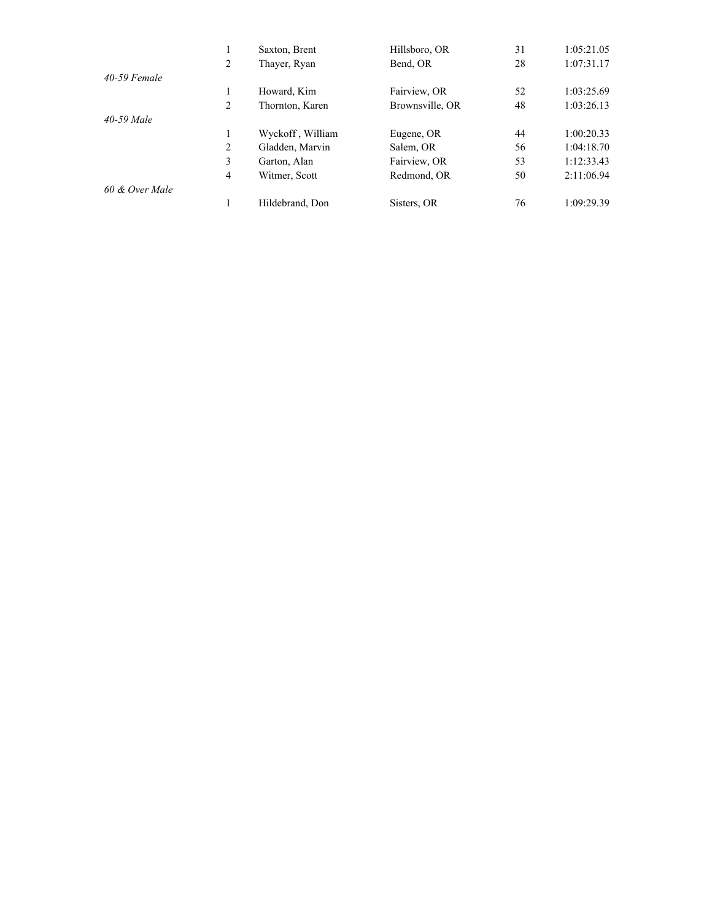| | | | | | |
|---|---|---|---|---|---|
| | 1 | Saxton, Brent | Hillsboro, OR | 31 | 1:05:21.05 |
| | 2 | Thayer, Ryan | Bend, OR | 28 | 1:07:31.17 |
| *40-59 Female* | | | | | |
| | 1 | Howard, Kim | Fairview, OR | 52 | 1:03:25.69 |
| | 2 | Thornton, Karen | Brownsville, OR | 48 | 1:03:26.13 |
| *40-59 Male* | | | | | |
| | 1 | Wyckoff , William | Eugene, OR | 44 | 1:00:20.33 |
| | 2 | Gladden, Marvin | Salem, OR | 56 | 1:04:18.70 |
| | 3 | Garton, Alan | Fairview, OR | 53 | 1:12:33.43 |
| | 4 | Witmer, Scott | Redmond, OR | 50 | 2:11:06.94 |
| *60 & Over Male* | | | | | |
| | 1 | Hildebrand, Don | Sisters, OR | 76 | 1:09:29.39 |